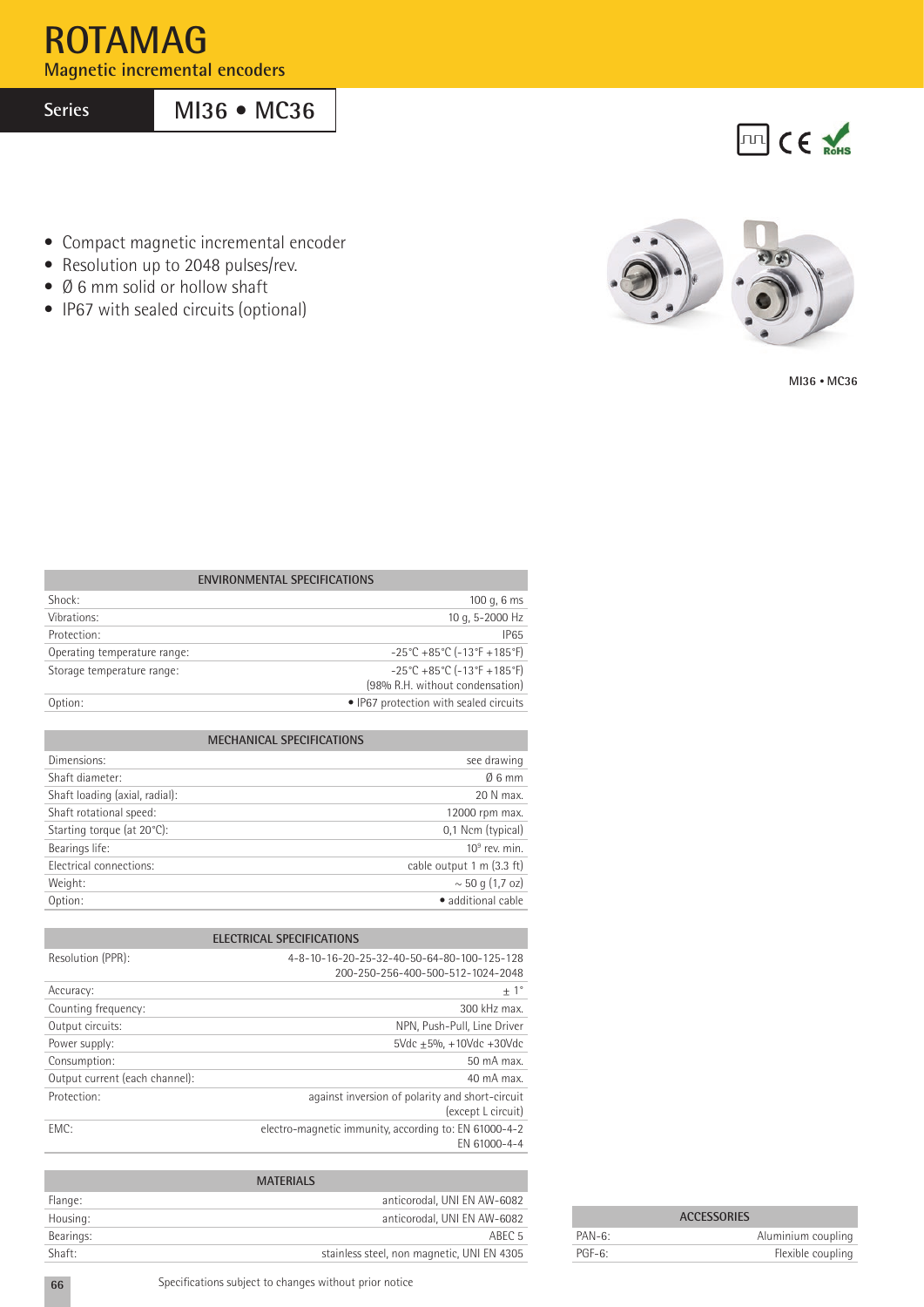# ROTAMAG

**Magnetic incremental encoders**

## Series MI36 • MC36

- Compact magnetic incremental encoder
- Resolution up to 2048 pulses/rev.
- Ø 6 mm solid or hollow shaft
- IP67 with sealed circuits (optional)

MI36 • MC36

| ENVIRONMENTAL SPECIFICATIONS | |
|---|---|
| Shock: | 100 g, 6 ms |
| Vibrations: | 10 g, 5-2000 Hz |
| Protection: | IP65 |
| Operating temperature range: | -25°C +85°C (-13°F +185°F) |
| Storage temperature range: | -25°C +85°C (-13°F +185°F) (98% R.H. without condensation) |
| Option: | • IP67 protection with sealed circuits |

| MECHANICAL SPECIFICATIONS | |
|---|---|
| Dimensions: | see drawing |
| Shaft diameter: | Ø 6 mm |
| Shaft loading (axial, radial): | 20 N max. |
| Shaft rotational speed: | 12000 rpm max. |
| Starting torque (at 20°C): | 0,1 Ncm (typical) |
| Bearings life: | $10^9$ rev. min. |
| Electrical connections: | cable output 1 m (3.3 ft) |
| Weight: | ~ 50 g (1,7 oz) |
| Option: | • additional cable |

| ELECTRICAL SPECIFICATIONS | |
|---|---|
| Resolution (PPR): | 4-8-10-16-20-25-32-40-50-64-80-100-125-128 200-250-256-400-500-512-1024-2048 |
| Accuracy: | ± 1° |
| Counting frequency: | 300 kHz max. |
| Output circuits: | NPN, Push-Pull, Line Driver |
| Power supply: | 5Vdc ±5%, +10Vdc +30Vdc |
| Consumption: | 50 mA max. |
| Output current (each channel): | 40 mA max. |
| Protection: | against inversion of polarity and short-circuit (except L circuit) |
| EMC: | electro-magnetic immunity, according to: EN 61000-4-2 EN 61000-4-4 |

| MATERIALS | |
|---|---|
| Flange: | anticorodal, UNI EN AW-6082 |
| Housing: | anticorodal, UNI EN AW-6082 |
| Bearings: | ABEC 5 |
| Shaft: | stainless steel, non magnetic, UNI EN 4305 |

| ACCESSORIES | |
|---|---|
| PAN-6: | Aluminium coupling |
| PGF-6: | Flexible coupling |

Specifications subject to changes without prior notice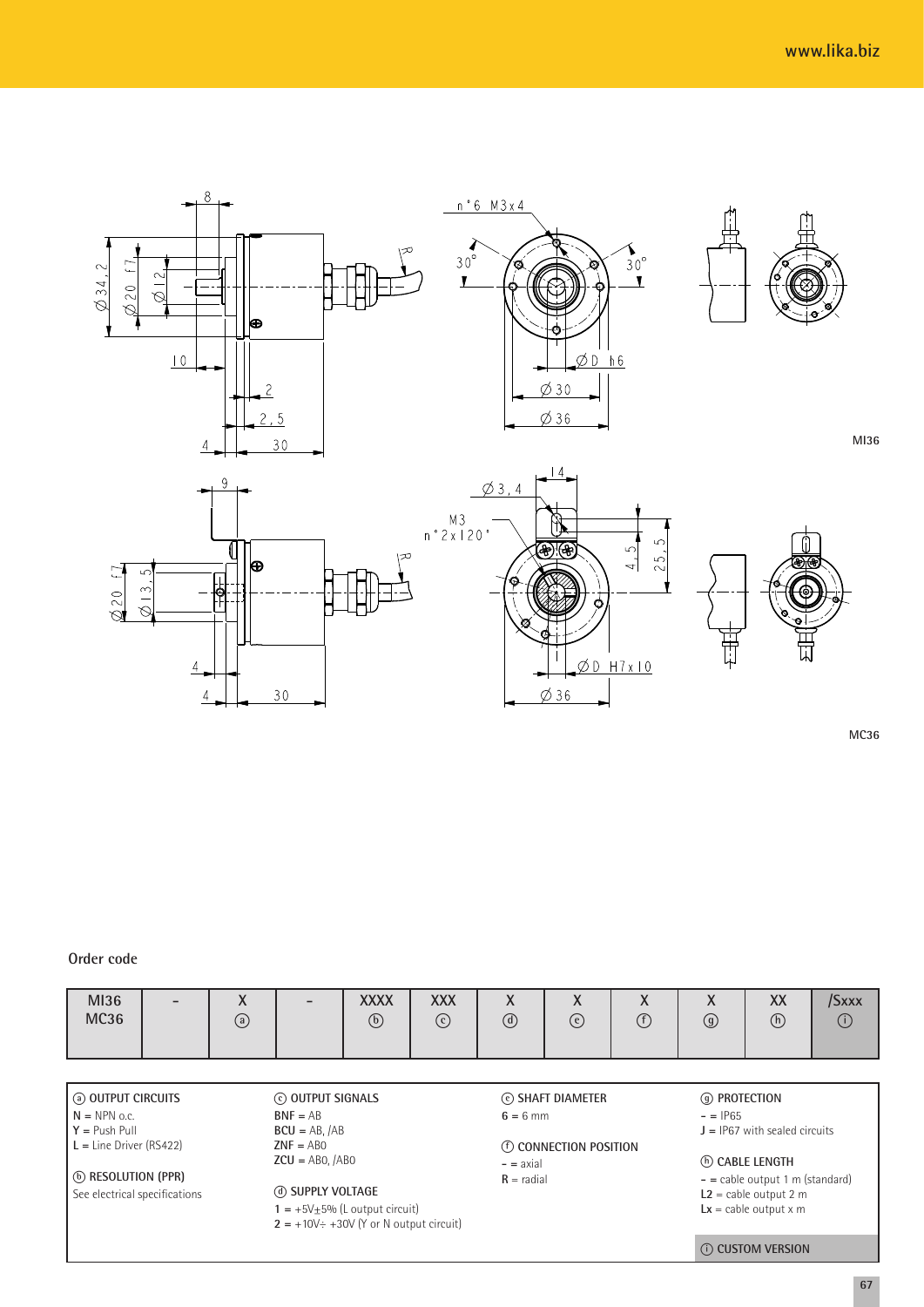MI36

MC36

## Order code

| MI36 MC36 | - | X (a) | - | XXXX (b) | XXX (c) | X (d) | X (e) | X (f) | X (g) | XX (h) | /Sxxx (i) |
|---|---|---|---|---|---|---|---|---|---|---|---|

**(a) OUTPUT CIRCUITS**
**N** = NPN o.c.
**Y** = Push Pull
**L** = Line Driver (RS422)

**(b) RESOLUTION (PPR)**
See electrical specifications

**(c) OUTPUT SIGNALS**
**BNF** = AB
**BCU** = AB, /AB
**ZNF** = AB0
**ZCU** = AB0, /AB0

**(d) SUPPLY VOLTAGE**
**1** = +5V±5% (L output circuit)
**2** = +10V÷ +30V (Y or N output circuit)

**(e) SHAFT DIAMETER**
**6** = 6 mm

**(f) CONNECTION POSITION**
**-** = axial
**R** = radial

**(g) PROTECTION**
**-** = IP65
**J** = IP67 with sealed circuits

**(h) CABLE LENGTH**
**-** = cable output 1 m (standard)
**L2** = cable output 2 m
**Lx** = cable output x m

**(i) CUSTOM VERSION**